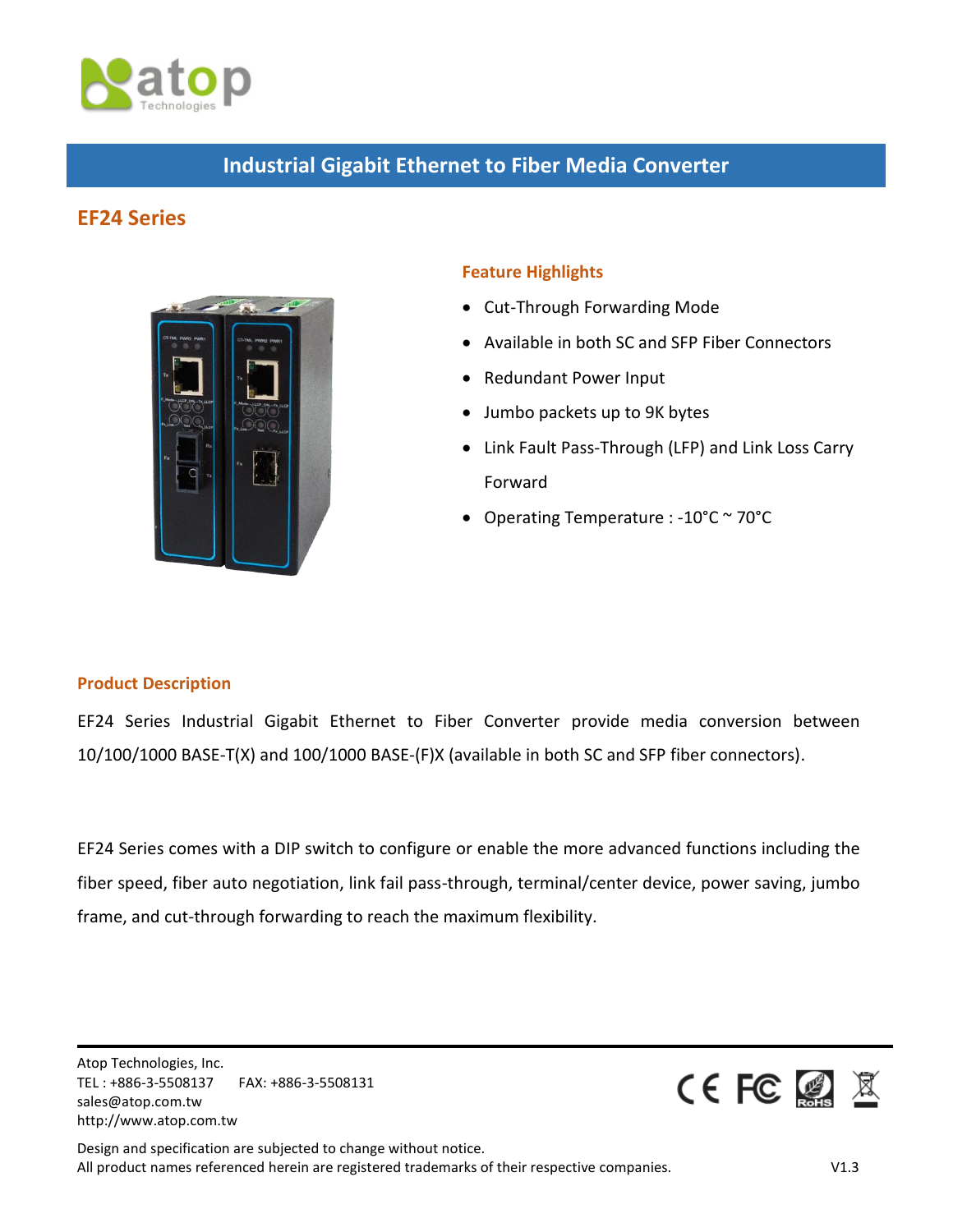# Industrial Gigabit Ethernet to Fiber Media Converter

## EF24 Series

### Feature Highlights

- Cut-Through Forwarding Mode
- Available in both SC and SFP Fiber Connectors
- Redundant Power Input
- Jumbo packets up to 9K bytes
- Link Fault Pass-Through (LFP) and Link Loss Carry Forward
- Operating Temperature : -10°C ~ 70°C

### Product Description

EF24 Series Industrial Gigabit Ethernet to Fiber Converter provide media conversion between 10/100/1000 BASE-T(X) and 100/1000 BASE-(F)X (available in both SC and SFP fiber connectors).

EF24 Series comes with a DIP switch to configure or enable the more advanced functions including the fiber speed, fiber auto negotiation, link fail pass-through, terminal/center device, power saving, jumbo frame, and cut-through forwarding to reach the maximum flexibility.

Atop Technologies, Inc.
TEL : +886-3-5508137 FAX: +886-3-5508131
sales@atop.com.tw
http://www.atop.com.tw

Design and specification are subjected to change without notice.
All product names referenced herein are registered trademarks of their respective companies. V1.3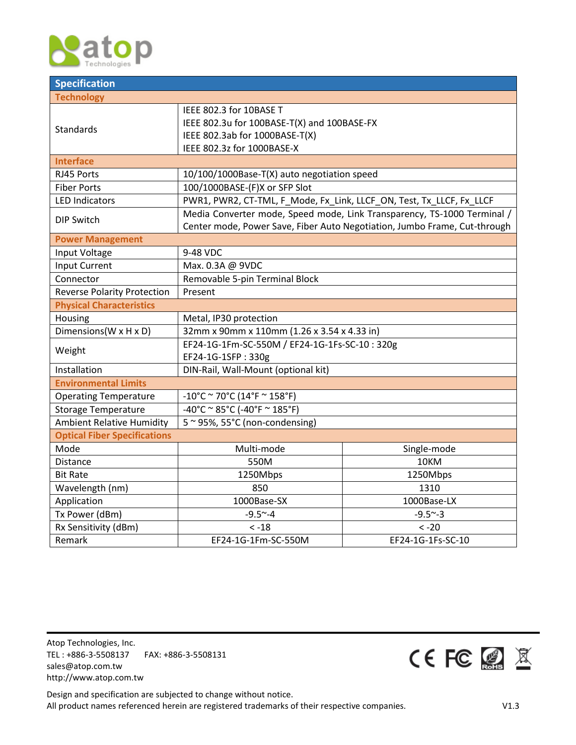| Specification | | |
|---|---|---|
| **Technology** | | |
| Standards | IEEE 802.3 for 10BASE T<br>IEEE 802.3u for 100BASE-T(X) and 100BASE-FX<br>IEEE 802.3ab for 1000BASE-T(X)<br>IEEE 802.3z for 1000BASE-X | |
| **Interface** | | |
| RJ45 Ports | 10/100/1000Base-T(X) auto negotiation speed | |
| Fiber Ports | 100/1000BASE-(F)X or SFP Slot | |
| LED Indicators | PWR1, PWR2, CT-TML, F_Mode, Fx_Link, LLCF_ON, Test, Tx_LLCF, Fx_LLCF | |
| DIP Switch | Media Converter mode, Speed mode, Link Transparency, TS-1000 Terminal / Center mode, Power Save, Fiber Auto Negotiation, Jumbo Frame, Cut-through | |
| **Power Management** | | |
| Input Voltage | 9-48 VDC | |
| Input Current | Max. 0.3A @ 9VDC | |
| Connector | Removable 5-pin Terminal Block | |
| Reverse Polarity Protection | Present | |
| **Physical Characteristics** | | |
| Housing | Metal, IP30 protection | |
| Dimensions(W x H x D) | 32mm x 90mm x 110mm (1.26 x 3.54 x 4.33 in) | |
| Weight | EF24-1G-1Fm-SC-550M / EF24-1G-1Fs-SC-10 : 320g<br>EF24-1G-1SFP : 330g | |
| Installation | DIN-Rail, Wall-Mount (optional kit) | |
| **Environmental Limits** | | |
| Operating Temperature | -10°C ~ 70°C (14°F ~ 158°F) | |
| Storage Temperature | -40°C ~ 85°C (-40°F ~ 185°F) | |
| Ambient Relative Humidity | 5 ~ 95%, 55°C (non-condensing) | |
| **Optical Fiber Specifications** | | |
| Mode | Multi-mode | Single-mode |
| Distance | 550M | 10KM |
| Bit Rate | 1250Mbps | 1250Mbps |
| Wavelength (nm) | 850 | 1310 |
| Application | 1000Base-SX | 1000Base-LX |
| Tx Power (dBm) | -9.5~-4 | -9.5~-3 |
| Rx Sensitivity (dBm) | < -18 | < -20 |
| Remark | EF24-1G-1Fm-SC-550M | EF24-1G-1Fs-SC-10 |

Atop Technologies, Inc.
TEL : +886-3-5508137 FAX: +886-3-5508131
sales@atop.com.tw
http://www.atop.com.tw

Design and specification are subjected to change without notice.
All product names referenced herein are registered trademarks of their respective companies.

V1.3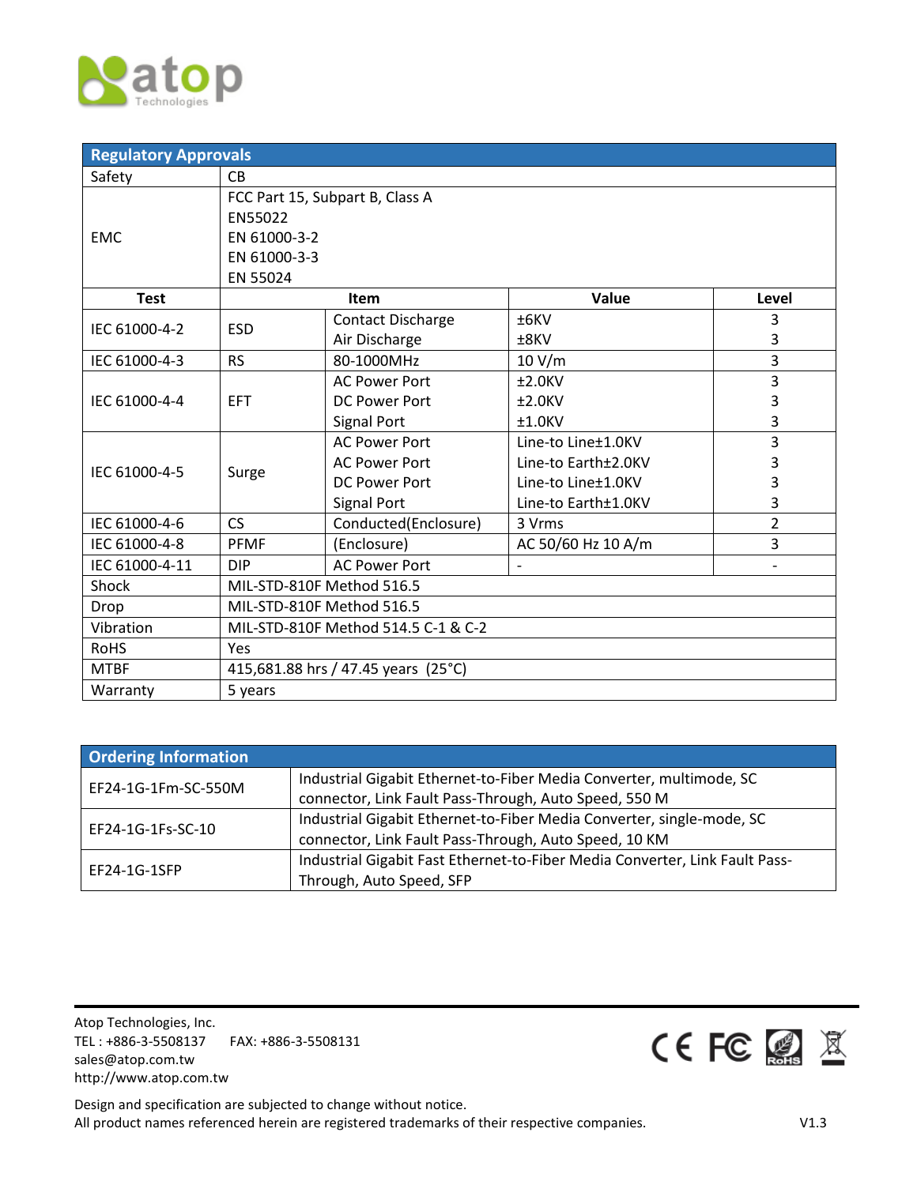## Regulatory Approvals

| | | | | |
|---|---|---|---|---|
| Safety | CB | | | |
| EMC | FCC Part 15, Subpart B, Class A<br>EN55022<br>EN 61000-3-2<br>EN 61000-3-3<br>EN 55024 | | | |
| **Test** | **Item** | | **Value** | **Level** |
| IEC 61000-4-2 | ESD | Contact Discharge<br>Air Discharge | ±6KV<br>±8KV | 3<br>3 |
| IEC 61000-4-3 | RS | 80-1000MHz | 10 V/m | 3 |
| IEC 61000-4-4 | EFT | AC Power Port<br>DC Power Port<br>Signal Port | ±2.0KV<br>±2.0KV<br>±1.0KV | 3<br>3<br>3 |
| IEC 61000-4-5 | Surge | AC Power Port<br>AC Power Port<br>DC Power Port<br>Signal Port | Line-to Line±1.0KV<br>Line-to Earth±2.0KV<br>Line-to Line±1.0KV<br>Line-to Earth±1.0KV | 3<br>3<br>3<br>3 |
| IEC 61000-4-6 | CS | Conducted(Enclosure) | 3 Vrms | 2 |
| IEC 61000-4-8 | PFMF | (Enclosure) | AC 50/60 Hz 10 A/m | 3 |
| IEC 61000-4-11 | DIP | AC Power Port | - | - |
| Shock | MIL-STD-810F Method 516.5 | | | |
| Drop | MIL-STD-810F Method 516.5 | | | |
| Vibration | MIL-STD-810F Method 514.5 C-1 & C-2 | | | |
| RoHS | Yes | | | |
| MTBF | 415,681.88 hrs / 47.45 years (25°C) | | | |
| Warranty | 5 years | | | |

## Ordering Information

| | |
|---|---|
| EF24-1G-1Fm-SC-550M | Industrial Gigabit Ethernet-to-Fiber Media Converter, multimode, SC connector, Link Fault Pass-Through, Auto Speed, 550 M |
| EF24-1G-1Fs-SC-10 | Industrial Gigabit Ethernet-to-Fiber Media Converter, single-mode, SC connector, Link Fault Pass-Through, Auto Speed, 10 KM |
| EF24-1G-1SFP | Industrial Gigabit Fast Ethernet-to-Fiber Media Converter, Link Fault Pass-Through, Auto Speed, SFP |

Atop Technologies, Inc.
TEL : +886-3-5508137 FAX: +886-3-5508131
sales@atop.com.tw
http://www.atop.com.tw

Design and specification are subjected to change without notice.
All product names referenced herein are registered trademarks of their respective companies.

V1.3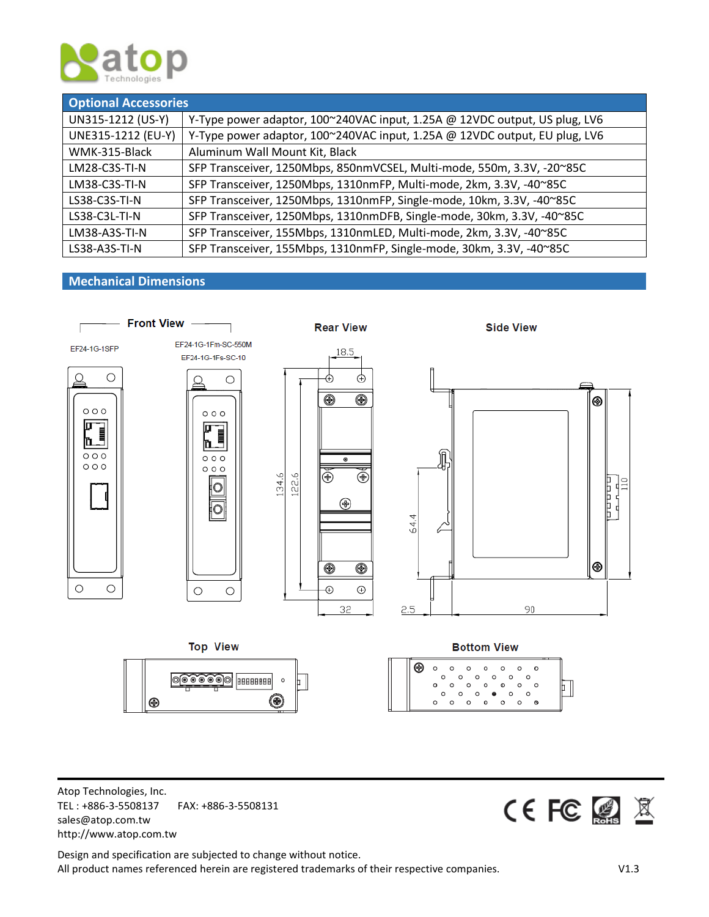## Optional Accessories

| | |
|---|---|
| UN315-1212 (US-Y) | Y-Type power adaptor, 100~240VAC input, 1.25A @ 12VDC output, US plug, LV6 |
| UNE315-1212 (EU-Y) | Y-Type power adaptor, 100~240VAC input, 1.25A @ 12VDC output, EU plug, LV6 |
| WMK-315-Black | Aluminum Wall Mount Kit, Black |
| LM28-C3S-TI-N | SFP Transceiver, 1250Mbps, 850nmVCSEL, Multi-mode, 550m, 3.3V, -20~85C |
| LM38-C3S-TI-N | SFP Transceiver, 1250Mbps, 1310nmFP, Multi-mode, 2km, 3.3V, -40~85C |
| LS38-C3S-TI-N | SFP Transceiver, 1250Mbps, 1310nmFP, Single-mode, 10km, 3.3V, -40~85C |
| LS38-C3L-TI-N | SFP Transceiver, 1250Mbps, 1310nmDFB, Single-mode, 30km, 3.3V, -40~85C |
| LM38-A3S-TI-N | SFP Transceiver, 155Mbps, 1310nmLED, Multi-mode, 2km, 3.3V, -40~85C |
| LS38-A3S-TI-N | SFP Transceiver, 155Mbps, 1310nmFP, Single-mode, 30km, 3.3V, -40~85C |

## Mechanical Dimensions

Front View

EF24-1G-1SFP

EF24-1G-1Fm-SC-550M

EF24-1G-1Fs-SC-10

Rear View

18.5

134.6

122.6

32

Side View

64.4

110

2.5

90

Top View

Bottom View

Atop Technologies, Inc.
TEL : +886-3-5508137 FAX: +886-3-5508131
sales@atop.com.tw
http://www.atop.com.tw

Design and specification are subjected to change without notice.
All product names referenced herein are registered trademarks of their respective companies.

V1.3